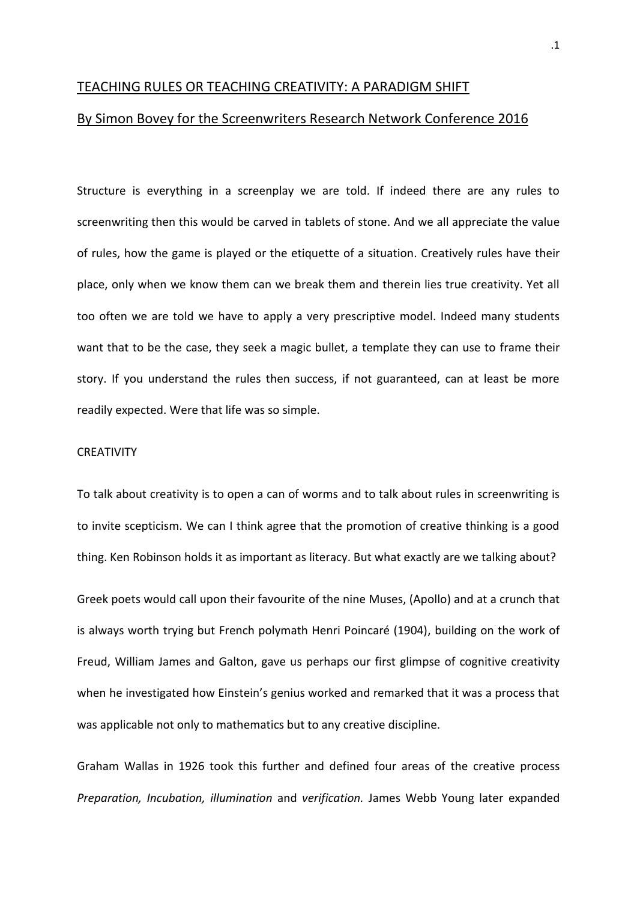# TEACHING RULES OR TEACHING CREATIVITY: A PARADIGM SHIFT

## By Simon Bovey for the Screenwriters Research Network Conference 2016

Structure is everything in a screenplay we are told. If indeed there are any rules to screenwriting then this would be carved in tablets of stone. And we all appreciate the value of rules, how the game is played or the etiquette of a situation. Creatively rules have their place, only when we know them can we break them and therein lies true creativity. Yet all too often we are told we have to apply a very prescriptive model. Indeed many students want that to be the case, they seek a magic bullet, a template they can use to frame their story. If you understand the rules then success, if not guaranteed, can at least be more readily expected. Were that life was so simple.

CREATIVITY

To talk about creativity is to open a can of worms and to talk about rules in screenwriting is to invite scepticism. We can I think agree that the promotion of creative thinking is a good thing. Ken Robinson holds it as important as literacy. But what exactly are we talking about?

Greek poets would call upon their favourite of the nine Muses, (Apollo) and at a crunch that is always worth trying but French polymath Henri Poincaré (1904), building on the work of Freud, William James and Galton, gave us perhaps our first glimpse of cognitive creativity when he investigated how Einstein's genius worked and remarked that it was a process that was applicable not only to mathematics but to any creative discipline.

Graham Wallas in 1926 took this further and defined four areas of the creative process *Preparation, Incubation, illumination* and *verification.* James Webb Young later expanded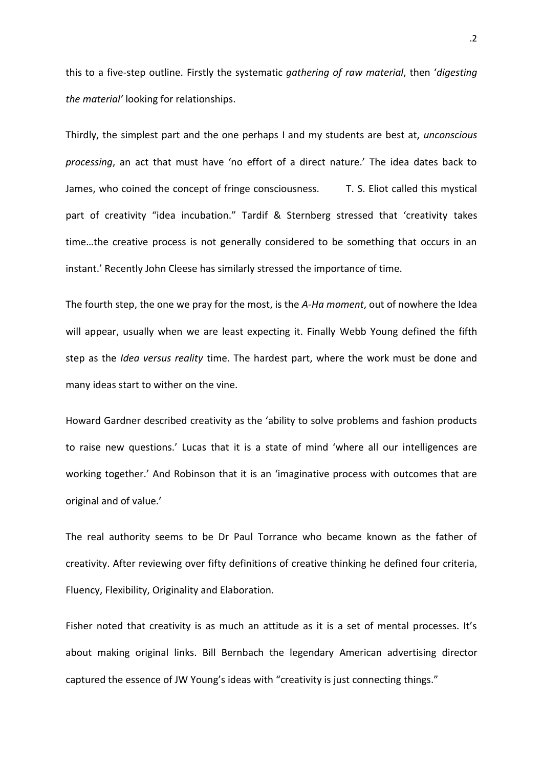this to a five-step outline. Firstly the systematic *gathering of raw material*, then '*digesting the material'* looking for relationships.

Thirdly, the simplest part and the one perhaps I and my students are best at, *unconscious processing*, an act that must have 'no effort of a direct nature.' The idea dates back to James, who coined the concept of fringe consciousness. T. S. Eliot called this mystical part of creativity "idea incubation." Tardif & Sternberg stressed that 'creativity takes time…the creative process is not generally considered to be something that occurs in an instant.' Recently John Cleese has similarly stressed the importance of time.

The fourth step, the one we pray for the most, is the *A-Ha moment*, out of nowhere the Idea will appear, usually when we are least expecting it. Finally Webb Young defined the fifth step as the *Idea versus reality* time. The hardest part, where the work must be done and many ideas start to wither on the vine.

Howard Gardner described creativity as the 'ability to solve problems and fashion products to raise new questions.' Lucas that it is a state of mind 'where all our intelligences are working together.' And Robinson that it is an 'imaginative process with outcomes that are original and of value.'

The real authority seems to be Dr Paul Torrance who became known as the father of creativity. After reviewing over fifty definitions of creative thinking he defined four criteria, Fluency, Flexibility, Originality and Elaboration.

Fisher noted that creativity is as much an attitude as it is a set of mental processes. It's about making original links. Bill Bernbach the legendary American advertising director captured the essence of JW Young's ideas with "creativity is just connecting things."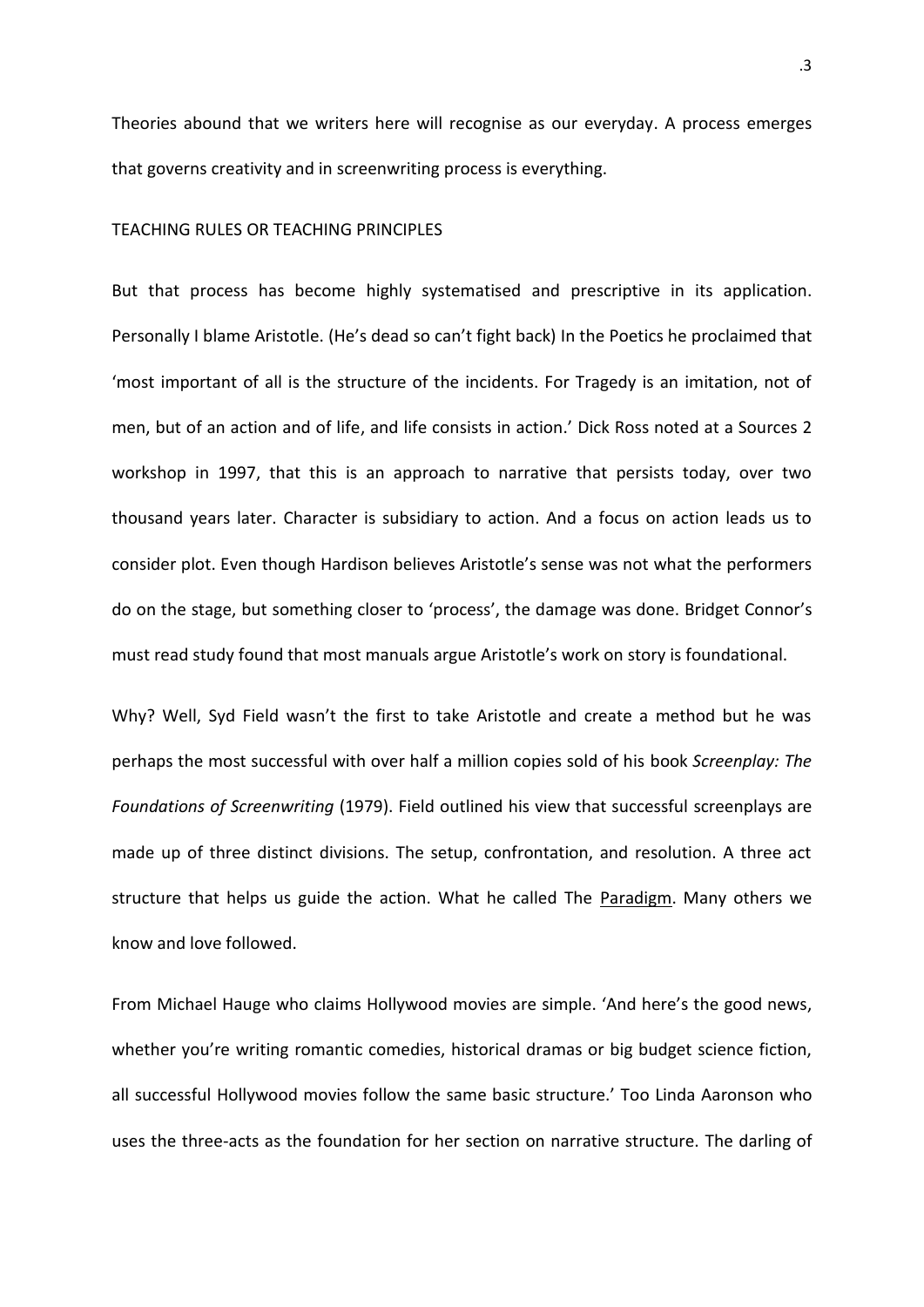Theories abound that we writers here will recognise as our everyday. A process emerges that governs creativity and in screenwriting process is everything.

## TEACHING RULES OR TEACHING PRINCIPLES

But that process has become highly systematised and prescriptive in its application. Personally I blame Aristotle. (He's dead so can't fight back) In the Poetics he proclaimed that 'most important of all is the structure of the incidents. For Tragedy is an imitation, not of men, but of an action and of life, and life consists in action.' Dick Ross noted at a Sources 2 workshop in 1997, that this is an approach to narrative that persists today, over two thousand years later. Character is subsidiary to action. And a focus on action leads us to consider plot. Even though Hardison believes Aristotle's sense was not what the performers do on the stage, but something closer to 'process', the damage was done. Bridget Connor's must read study found that most manuals argue Aristotle's work on story is foundational.

Why? Well, Syd Field wasn't the first to take Aristotle and create a method but he was perhaps the most successful with over half a million copies sold of his book *Screenplay: The Foundations of Screenwriting* (1979). Field outlined his view that successful screenplays are made up of three distinct divisions. The setup, confrontation, and resolution. A three act structure that helps us guide the action. What he called The Paradigm. Many others we know and love followed.

From Michael Hauge who claims Hollywood movies are simple. 'And here's the good news, whether you're writing romantic comedies, historical dramas or big budget science fiction, all successful Hollywood movies follow the same basic structure.' Too Linda Aaronson who uses the three-acts as the foundation for her section on narrative structure. The darling of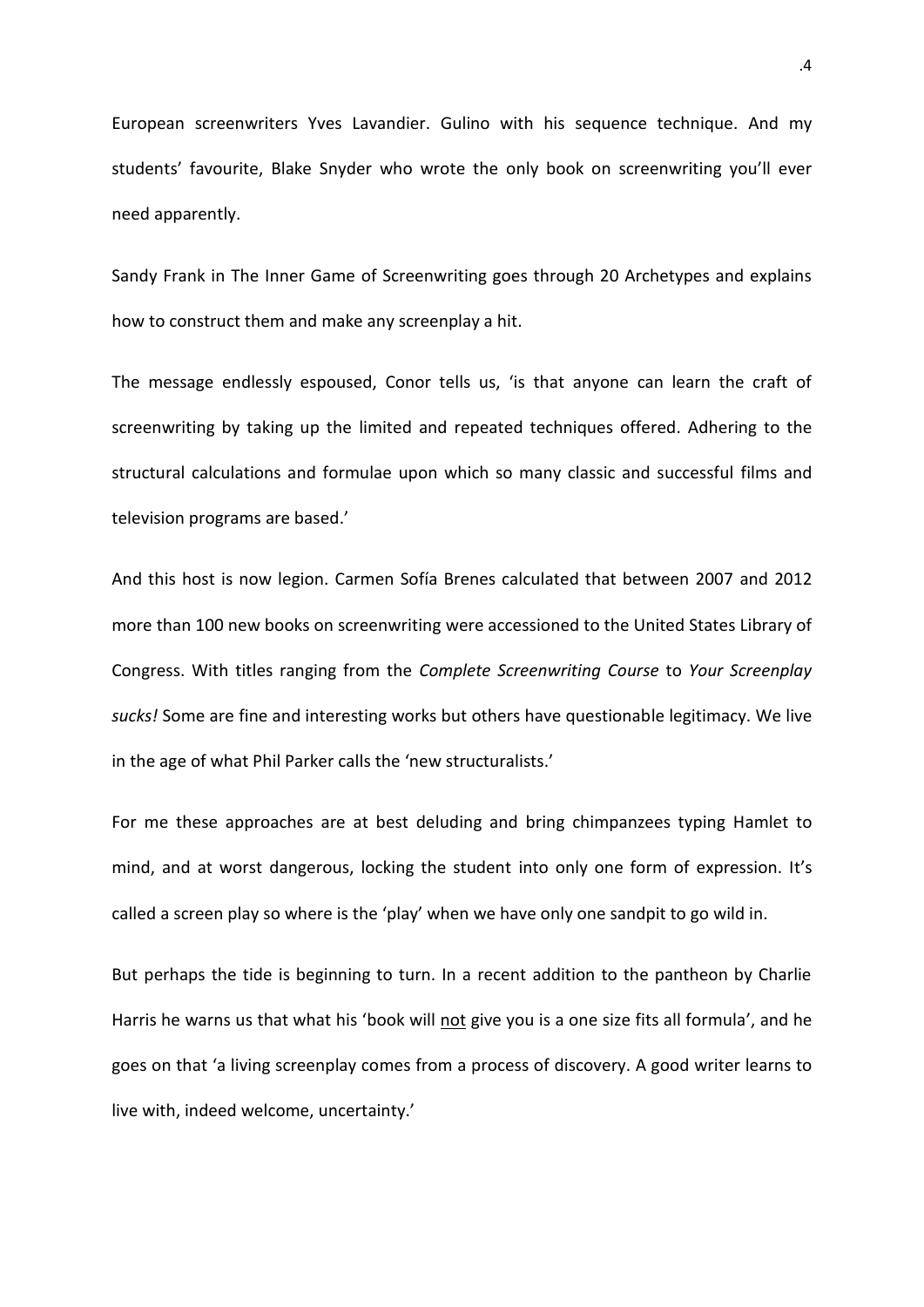European screenwriters Yves Lavandier. Gulino with his sequence technique. And my students' favourite, Blake Snyder who wrote the only book on screenwriting you'll ever need apparently.

Sandy Frank in The Inner Game of Screenwriting goes through 20 Archetypes and explains how to construct them and make any screenplay a hit.

The message endlessly espoused, Conor tells us, 'is that anyone can learn the craft of screenwriting by taking up the limited and repeated techniques offered. Adhering to the structural calculations and formulae upon which so many classic and successful films and television programs are based.'

And this host is now legion. Carmen Sofía Brenes calculated that between 2007 and 2012 more than 100 new books on screenwriting were accessioned to the United States Library of Congress. With titles ranging from the *Complete Screenwriting Course* to *Your Screenplay sucks!* Some are fine and interesting works but others have questionable legitimacy. We live in the age of what Phil Parker calls the 'new structuralists.'

For me these approaches are at best deluding and bring chimpanzees typing Hamlet to mind, and at worst dangerous, locking the student into only one form of expression. It's called a screen play so where is the 'play' when we have only one sandpit to go wild in.

But perhaps the tide is beginning to turn. In a recent addition to the pantheon by Charlie Harris he warns us that what his 'book will <u>not</u> give you is a one size fits all formula', and he goes on that 'a living screenplay comes from a process of discovery. A good writer learns to live with, indeed welcome, uncertainty.'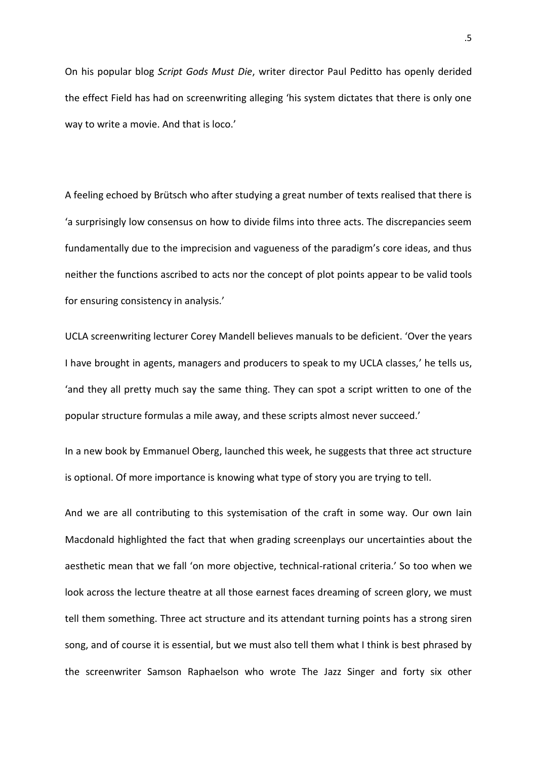On his popular blog *Script Gods Must Die*, writer director Paul Peditto has openly derided the effect Field has had on screenwriting alleging 'his system dictates that there is only one way to write a movie. And that is loco.'

A feeling echoed by Brütsch who after studying a great number of texts realised that there is 'a surprisingly low consensus on how to divide films into three acts. The discrepancies seem fundamentally due to the imprecision and vagueness of the paradigm's core ideas, and thus neither the functions ascribed to acts nor the concept of plot points appear to be valid tools for ensuring consistency in analysis.'

UCLA screenwriting lecturer Corey Mandell believes manuals to be deficient. 'Over the years I have brought in agents, managers and producers to speak to my UCLA classes,' he tells us, 'and they all pretty much say the same thing. They can spot a script written to one of the popular structure formulas a mile away, and these scripts almost never succeed.'

In a new book by Emmanuel Oberg, launched this week, he suggests that three act structure is optional. Of more importance is knowing what type of story you are trying to tell.

And we are all contributing to this systemisation of the craft in some way. Our own Iain Macdonald highlighted the fact that when grading screenplays our uncertainties about the aesthetic mean that we fall 'on more objective, technical-rational criteria.' So too when we look across the lecture theatre at all those earnest faces dreaming of screen glory, we must tell them something. Three act structure and its attendant turning points has a strong siren song, and of course it is essential, but we must also tell them what I think is best phrased by the screenwriter Samson Raphaelson who wrote The Jazz Singer and forty six other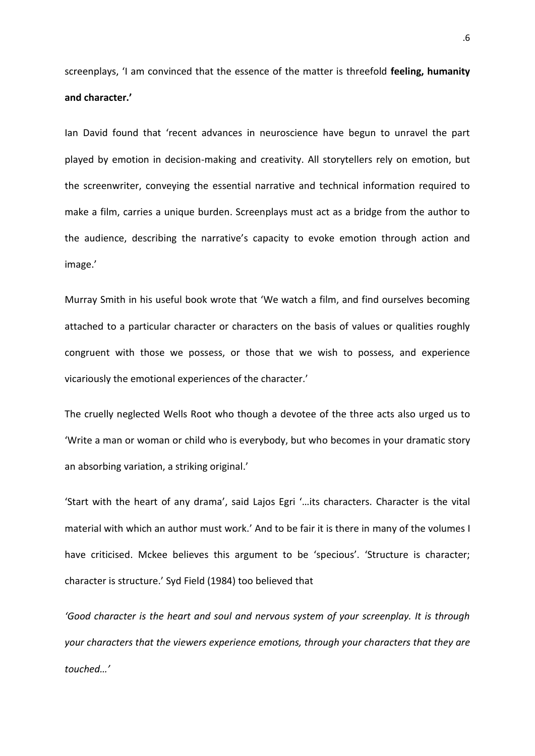screenplays, 'I am convinced that the essence of the matter is threefold **feeling, humanity and character.'**

Ian David found that 'recent advances in neuroscience have begun to unravel the part played by emotion in decision-making and creativity. All storytellers rely on emotion, but the screenwriter, conveying the essential narrative and technical information required to make a film, carries a unique burden. Screenplays must act as a bridge from the author to the audience, describing the narrative's capacity to evoke emotion through action and image.'

Murray Smith in his useful book wrote that 'We watch a film, and find ourselves becoming attached to a particular character or characters on the basis of values or qualities roughly congruent with those we possess, or those that we wish to possess, and experience vicariously the emotional experiences of the character.'

The cruelly neglected Wells Root who though a devotee of the three acts also urged us to 'Write a man or woman or child who is everybody, but who becomes in your dramatic story an absorbing variation, a striking original.'

'Start with the heart of any drama', said Lajos Egri '…its characters. Character is the vital material with which an author must work.' And to be fair it is there in many of the volumes I have criticised. Mckee believes this argument to be 'specious'. 'Structure is character; character is structure.' Syd Field (1984) too believed that

*'Good character is the heart and soul and nervous system of your screenplay. It is through your characters that the viewers experience emotions, through your characters that they are touched…'*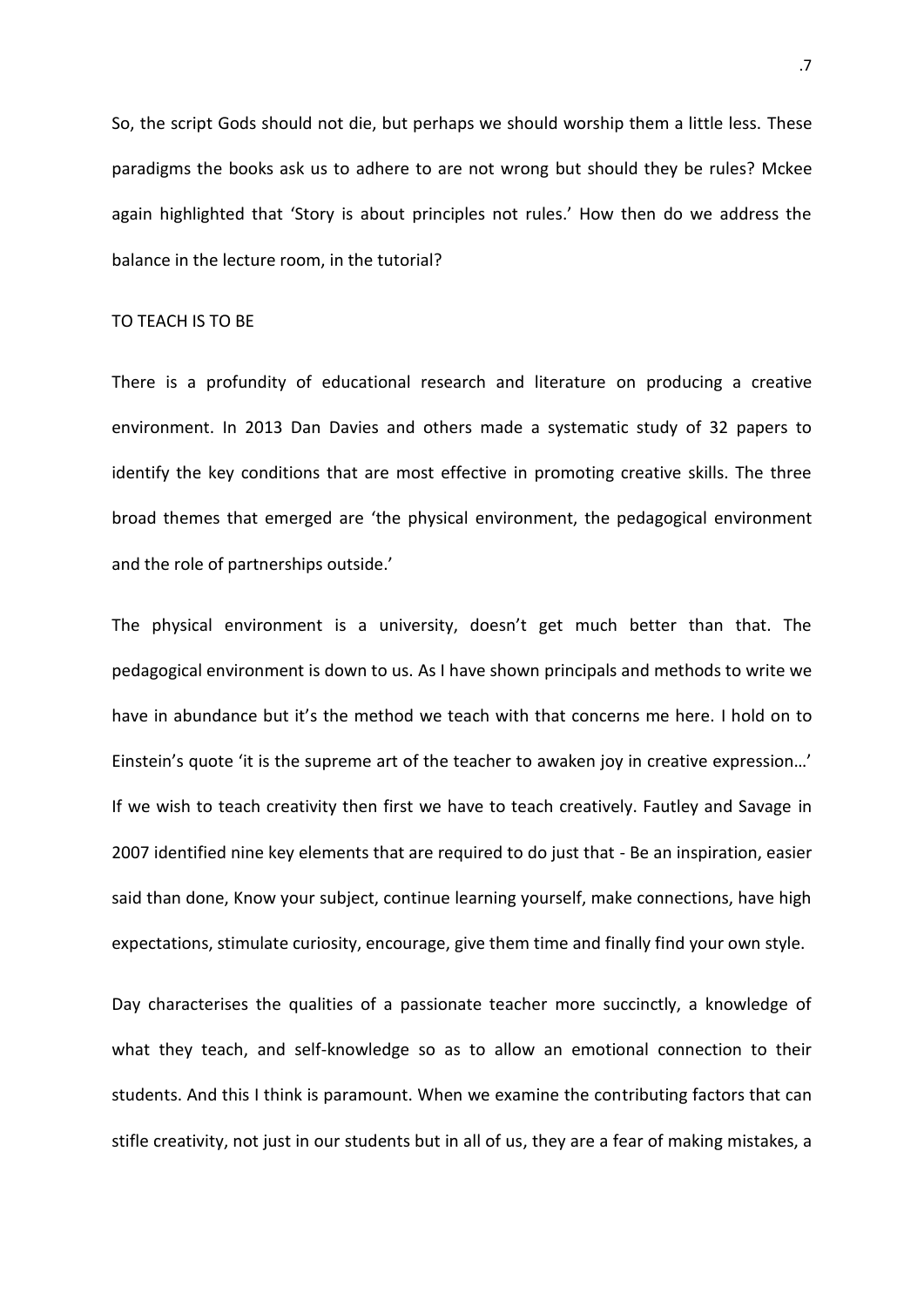So, the script Gods should not die, but perhaps we should worship them a little less. These paradigms the books ask us to adhere to are not wrong but should they be rules? Mckee again highlighted that 'Story is about principles not rules.' How then do we address the balance in the lecture room, in the tutorial?

## TO TEACH IS TO BE

There is a profundity of educational research and literature on producing a creative environment. In 2013 Dan Davies and others made a systematic study of 32 papers to identify the key conditions that are most effective in promoting creative skills. The three broad themes that emerged are 'the physical environment, the pedagogical environment and the role of partnerships outside.'

The physical environment is a university, doesn't get much better than that. The pedagogical environment is down to us. As I have shown principals and methods to write we have in abundance but it's the method we teach with that concerns me here. I hold on to Einstein's quote 'it is the supreme art of the teacher to awaken joy in creative expression…' If we wish to teach creativity then first we have to teach creatively. Fautley and Savage in 2007 identified nine key elements that are required to do just that - Be an inspiration, easier said than done, Know your subject, continue learning yourself, make connections, have high expectations, stimulate curiosity, encourage, give them time and finally find your own style.

Day characterises the qualities of a passionate teacher more succinctly, a knowledge of what they teach, and self-knowledge so as to allow an emotional connection to their students. And this I think is paramount. When we examine the contributing factors that can stifle creativity, not just in our students but in all of us, they are a fear of making mistakes, a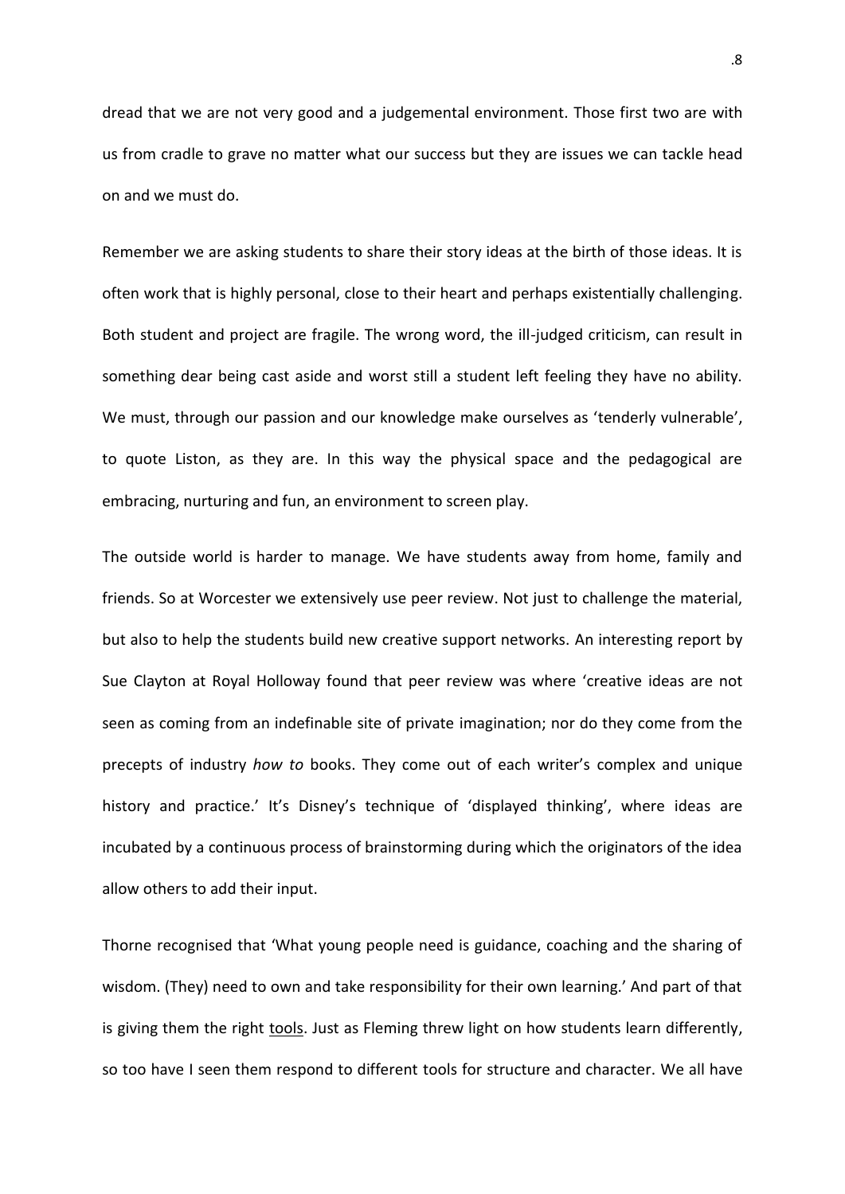dread that we are not very good and a judgemental environment. Those first two are with us from cradle to grave no matter what our success but they are issues we can tackle head on and we must do.

Remember we are asking students to share their story ideas at the birth of those ideas. It is often work that is highly personal, close to their heart and perhaps existentially challenging. Both student and project are fragile. The wrong word, the ill-judged criticism, can result in something dear being cast aside and worst still a student left feeling they have no ability. We must, through our passion and our knowledge make ourselves as 'tenderly vulnerable', to quote Liston, as they are. In this way the physical space and the pedagogical are embracing, nurturing and fun, an environment to screen play.

The outside world is harder to manage. We have students away from home, family and friends. So at Worcester we extensively use peer review. Not just to challenge the material, but also to help the students build new creative support networks. An interesting report by Sue Clayton at Royal Holloway found that peer review was where 'creative ideas are not seen as coming from an indefinable site of private imagination; nor do they come from the precepts of industry *how to* books. They come out of each writer's complex and unique history and practice.' It's Disney's technique of 'displayed thinking', where ideas are incubated by a continuous process of brainstorming during which the originators of the idea allow others to add their input.

Thorne recognised that 'What young people need is guidance, coaching and the sharing of wisdom. (They) need to own and take responsibility for their own learning.' And part of that is giving them the right <u>tools</u>. Just as Fleming threw light on how students learn differently, so too have I seen them respond to different tools for structure and character. We all have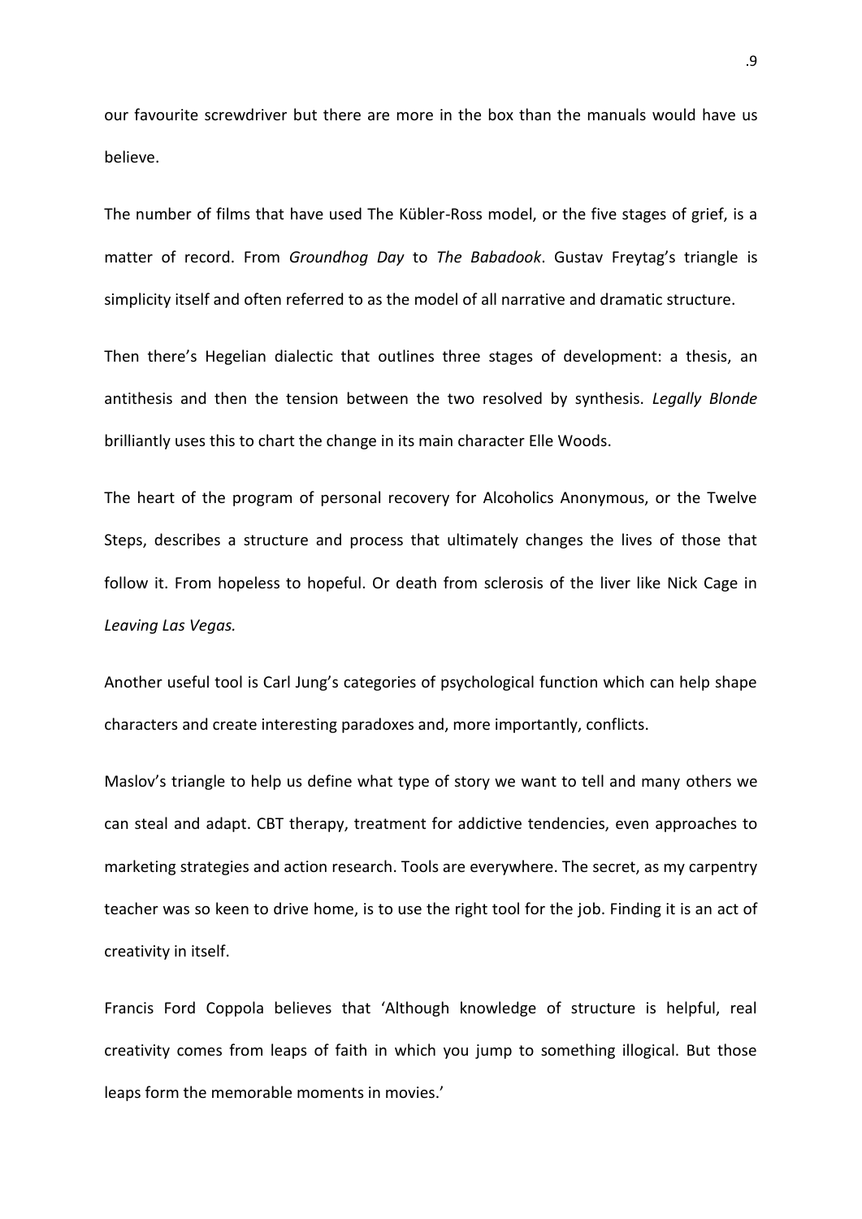our favourite screwdriver but there are more in the box than the manuals would have us believe.

The number of films that have used The Kübler-Ross model, or the five stages of grief, is a matter of record. From *Groundhog Day* to *The Babadook*. Gustav Freytag's triangle is simplicity itself and often referred to as the model of all narrative and dramatic structure.

Then there's Hegelian dialectic that outlines three stages of development: a thesis, an antithesis and then the tension between the two resolved by synthesis. *Legally Blonde* brilliantly uses this to chart the change in its main character Elle Woods.

The heart of the program of personal recovery for Alcoholics Anonymous, or the Twelve Steps, describes a structure and process that ultimately changes the lives of those that follow it. From hopeless to hopeful. Or death from sclerosis of the liver like Nick Cage in *Leaving Las Vegas.*

Another useful tool is Carl Jung's categories of psychological function which can help shape characters and create interesting paradoxes and, more importantly, conflicts.

Maslov's triangle to help us define what type of story we want to tell and many others we can steal and adapt. CBT therapy, treatment for addictive tendencies, even approaches to marketing strategies and action research. Tools are everywhere. The secret, as my carpentry teacher was so keen to drive home, is to use the right tool for the job. Finding it is an act of creativity in itself.

Francis Ford Coppola believes that 'Although knowledge of structure is helpful, real creativity comes from leaps of faith in which you jump to something illogical. But those leaps form the memorable moments in movies.'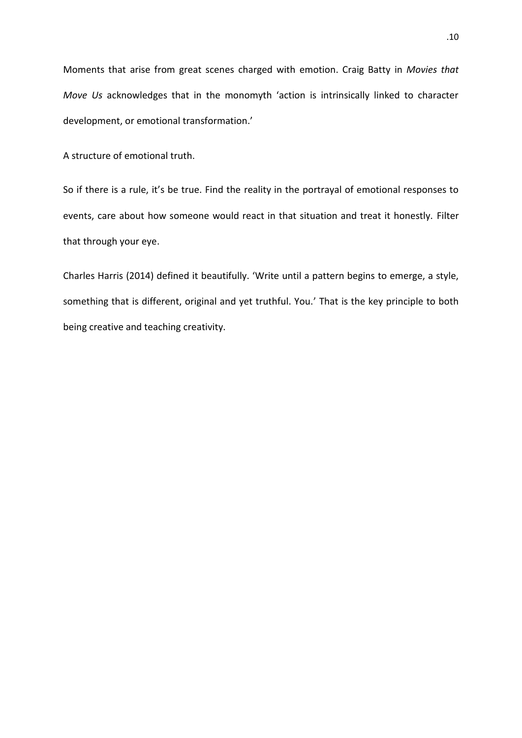Moments that arise from great scenes charged with emotion. Craig Batty in *Movies that Move Us* acknowledges that in the monomyth 'action is intrinsically linked to character development, or emotional transformation.'

A structure of emotional truth.

So if there is a rule, it's be true. Find the reality in the portrayal of emotional responses to events, care about how someone would react in that situation and treat it honestly. Filter that through your eye.

Charles Harris (2014) defined it beautifully. 'Write until a pattern begins to emerge, a style, something that is different, original and yet truthful. You.' That is the key principle to both being creative and teaching creativity.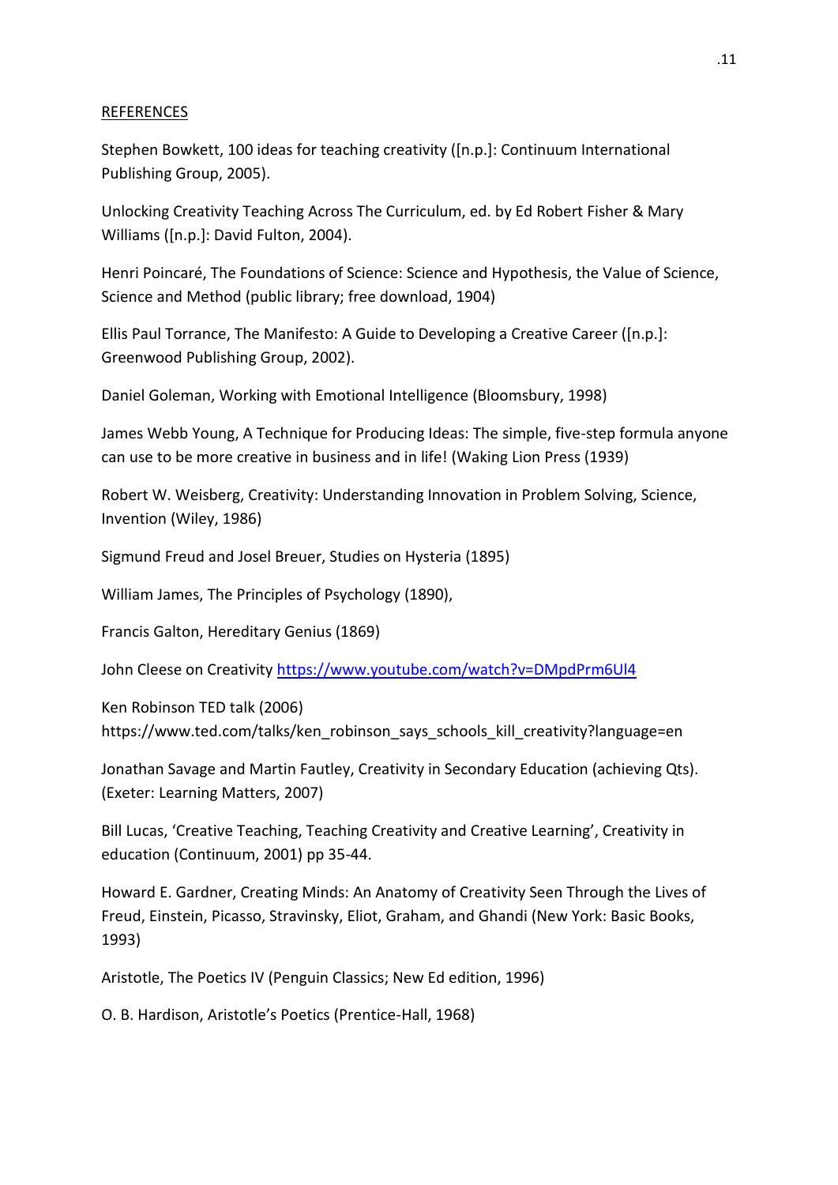REFERENCES

Stephen Bowkett, 100 ideas for teaching creativity ([n.p.]: Continuum International Publishing Group, 2005).

Unlocking Creativity Teaching Across The Curriculum, ed. by Ed Robert Fisher & Mary Williams ([n.p.]: David Fulton, 2004).

Henri Poincaré, The Foundations of Science: Science and Hypothesis, the Value of Science, Science and Method (public library; free download, 1904)

Ellis Paul Torrance, The Manifesto: A Guide to Developing a Creative Career ([n.p.]: Greenwood Publishing Group, 2002).

Daniel Goleman, Working with Emotional Intelligence (Bloomsbury, 1998)

James Webb Young, A Technique for Producing Ideas: The simple, five-step formula anyone can use to be more creative in business and in life! (Waking Lion Press (1939)

Robert W. Weisberg, Creativity: Understanding Innovation in Problem Solving, Science, Invention (Wiley, 1986)

Sigmund Freud and Josel Breuer, Studies on Hysteria (1895)

William James, The Principles of Psychology (1890),

Francis Galton, Hereditary Genius (1869)

John Cleese on Creativity https://www.youtube.com/watch?v=DMpdPrm6Ul4

Ken Robinson TED talk (2006) https://www.ted.com/talks/ken_robinson_says_schools_kill_creativity?language=en

Jonathan Savage and Martin Fautley, Creativity in Secondary Education (achieving Qts). (Exeter: Learning Matters, 2007)

Bill Lucas, 'Creative Teaching, Teaching Creativity and Creative Learning', Creativity in education (Continuum, 2001) pp 35-44.

Howard E. Gardner, Creating Minds: An Anatomy of Creativity Seen Through the Lives of Freud, Einstein, Picasso, Stravinsky, Eliot, Graham, and Ghandi (New York: Basic Books, 1993)

Aristotle, The Poetics IV (Penguin Classics; New Ed edition, 1996)

O. B. Hardison, Aristotle's Poetics (Prentice-Hall, 1968)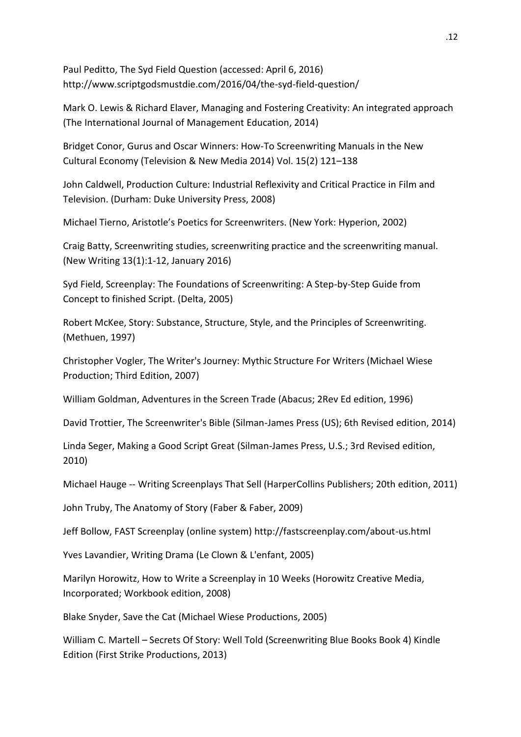Paul Peditto, The Syd Field Question (accessed: April 6, 2016) http://www.scriptgodsmustdie.com/2016/04/the-syd-field-question/

Mark O. Lewis & Richard Elaver, Managing and Fostering Creativity: An integrated approach (The International Journal of Management Education, 2014)

Bridget Conor, Gurus and Oscar Winners: How-To Screenwriting Manuals in the New Cultural Economy (Television & New Media 2014) Vol. 15(2) 121–138

John Caldwell, Production Culture: Industrial Reflexivity and Critical Practice in Film and Television. (Durham: Duke University Press, 2008)

Michael Tierno, Aristotle's Poetics for Screenwriters. (New York: Hyperion, 2002)

Craig Batty, Screenwriting studies, screenwriting practice and the screenwriting manual. (New Writing 13(1):1-12, January 2016)

Syd Field, Screenplay: The Foundations of Screenwriting: A Step-by-Step Guide from Concept to finished Script. (Delta, 2005)

Robert McKee, Story: Substance, Structure, Style, and the Principles of Screenwriting. (Methuen, 1997)

Christopher Vogler, The Writer's Journey: Mythic Structure For Writers (Michael Wiese Production; Third Edition, 2007)

William Goldman, Adventures in the Screen Trade (Abacus; 2Rev Ed edition, 1996)

David Trottier, The Screenwriter's Bible (Silman-James Press (US); 6th Revised edition, 2014)

Linda Seger, Making a Good Script Great (Silman-James Press, U.S.; 3rd Revised edition, 2010)

Michael Hauge -- Writing Screenplays That Sell (HarperCollins Publishers; 20th edition, 2011)

John Truby, The Anatomy of Story (Faber & Faber, 2009)

Jeff Bollow, FAST Screenplay (online system) http://fastscreenplay.com/about-us.html

Yves Lavandier, Writing Drama (Le Clown & L'enfant, 2005)

Marilyn Horowitz, How to Write a Screenplay in 10 Weeks (Horowitz Creative Media, Incorporated; Workbook edition, 2008)

Blake Snyder, Save the Cat (Michael Wiese Productions, 2005)

William C. Martell – Secrets Of Story: Well Told (Screenwriting Blue Books Book 4) Kindle Edition (First Strike Productions, 2013)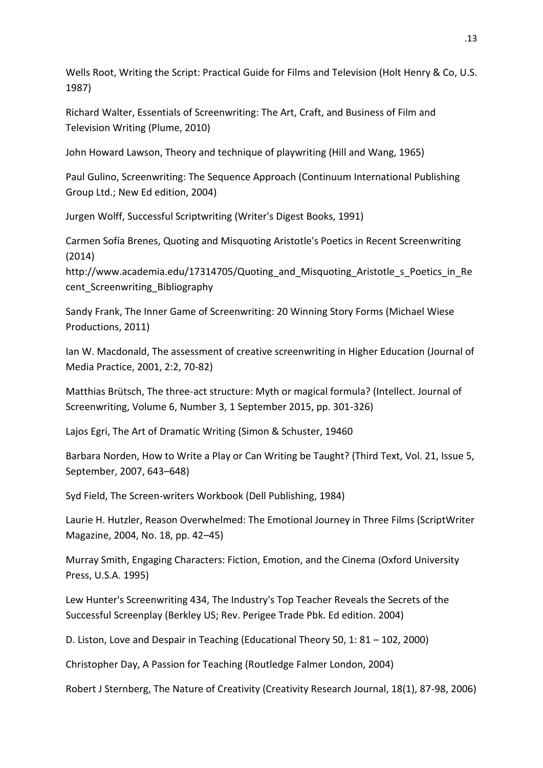Wells Root, Writing the Script: Practical Guide for Films and Television (Holt Henry & Co, U.S. 1987)

Richard Walter, Essentials of Screenwriting: The Art, Craft, and Business of Film and Television Writing (Plume, 2010)

John Howard Lawson, Theory and technique of playwriting (Hill and Wang, 1965)

Paul Gulino, Screenwriting: The Sequence Approach (Continuum International Publishing Group Ltd.; New Ed edition, 2004)

Jurgen Wolff, Successful Scriptwriting (Writer's Digest Books, 1991)

Carmen Sofía Brenes, Quoting and Misquoting Aristotle's Poetics in Recent Screenwriting (2014)
http://www.academia.edu/17314705/Quoting_and_Misquoting_Aristotle_s_Poetics_in_Recent_Screenwriting_Bibliography

Sandy Frank, The Inner Game of Screenwriting: 20 Winning Story Forms (Michael Wiese Productions, 2011)

Ian W. Macdonald, The assessment of creative screenwriting in Higher Education (Journal of Media Practice, 2001, 2:2, 70-82)

Matthias Brütsch, The three-act structure: Myth or magical formula? (Intellect. Journal of Screenwriting, Volume 6, Number 3, 1 September 2015, pp. 301-326)

Lajos Egri, The Art of Dramatic Writing (Simon & Schuster, 19460

Barbara Norden, How to Write a Play or Can Writing be Taught? (Third Text, Vol. 21, Issue 5, September, 2007, 643–648)

Syd Field, The Screen-writers Workbook (Dell Publishing, 1984)

Laurie H. Hutzler, Reason Overwhelmed: The Emotional Journey in Three Films (ScriptWriter Magazine, 2004, No. 18, pp. 42–45)

Murray Smith, Engaging Characters: Fiction, Emotion, and the Cinema (Oxford University Press, U.S.A. 1995)

Lew Hunter's Screenwriting 434, The Industry's Top Teacher Reveals the Secrets of the Successful Screenplay (Berkley US; Rev. Perigee Trade Pbk. Ed edition. 2004)

D. Liston, Love and Despair in Teaching (Educational Theory 50, 1: 81 – 102, 2000)

Christopher Day, A Passion for Teaching (Routledge Falmer London, 2004)

Robert J Sternberg, The Nature of Creativity (Creativity Research Journal, 18(1), 87-98, 2006)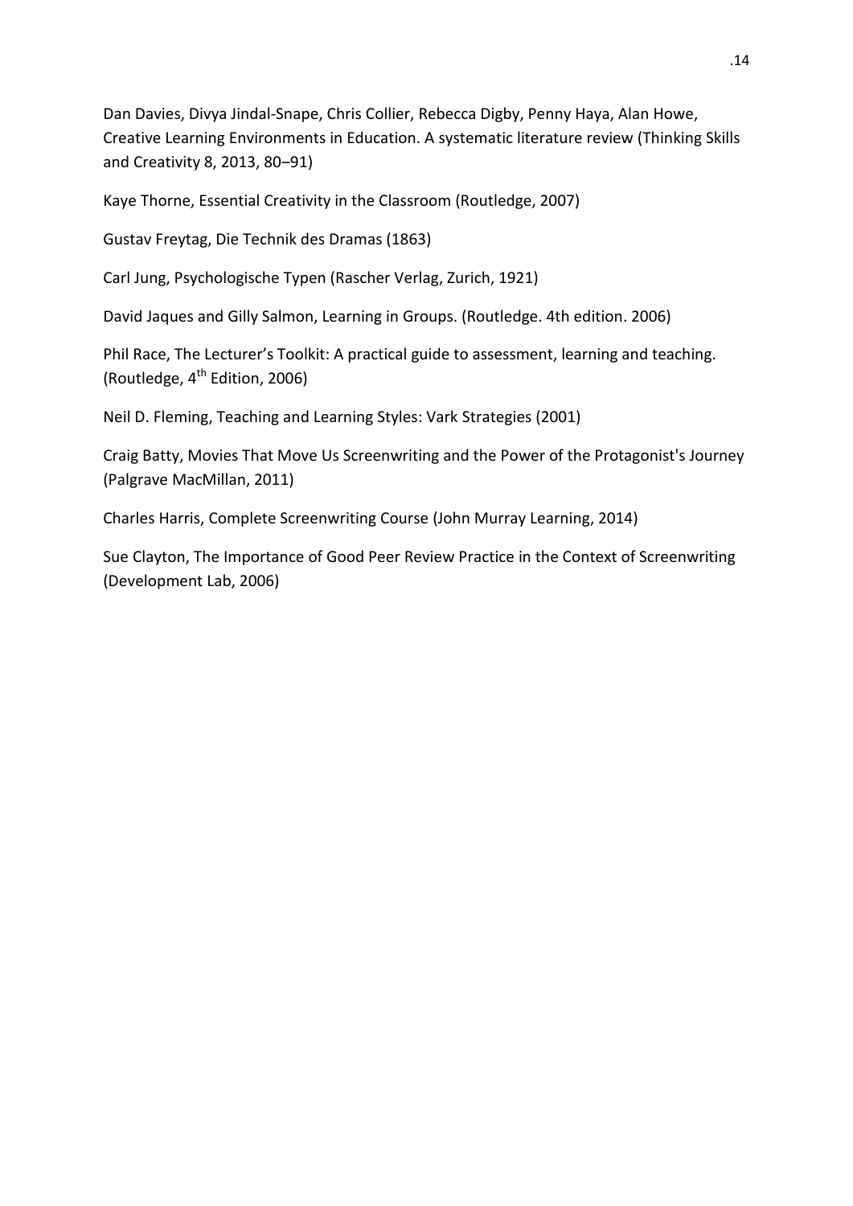Dan Davies, Divya Jindal-Snape, Chris Collier, Rebecca Digby, Penny Haya, Alan Howe, Creative Learning Environments in Education. A systematic literature review (Thinking Skills and Creativity 8, 2013, 80–91)

Kaye Thorne, Essential Creativity in the Classroom (Routledge, 2007)

Gustav Freytag, Die Technik des Dramas (1863)

Carl Jung, Psychologische Typen (Rascher Verlag, Zurich, 1921)

David Jaques and Gilly Salmon, Learning in Groups. (Routledge. 4th edition. 2006)

Phil Race, The Lecturer's Toolkit: A practical guide to assessment, learning and teaching. (Routledge, 4th Edition, 2006)

Neil D. Fleming, Teaching and Learning Styles: Vark Strategies (2001)

Craig Batty, Movies That Move Us Screenwriting and the Power of the Protagonist's Journey (Palgrave MacMillan, 2011)

Charles Harris, Complete Screenwriting Course (John Murray Learning, 2014)

Sue Clayton, The Importance of Good Peer Review Practice in the Context of Screenwriting (Development Lab, 2006)